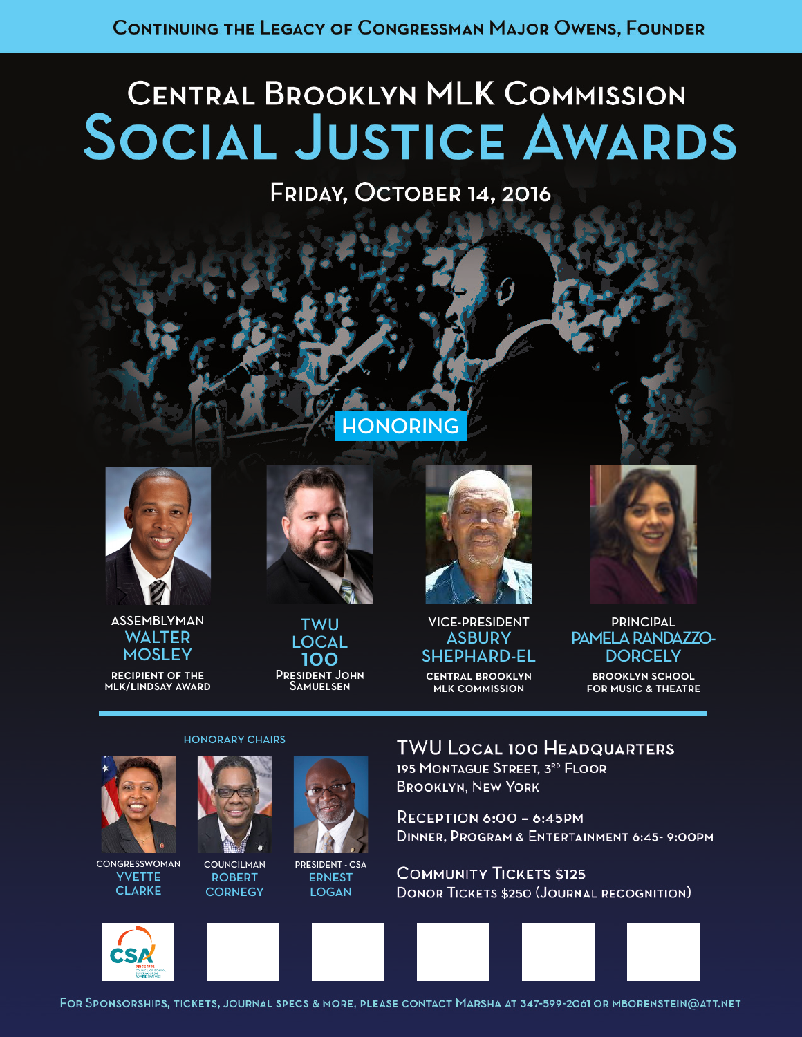Continuing the Legacy of Congressman Major Owens, Founder

# Central Brooklyn MLK Commission
# Social Justice Awards

## Friday, October 14, 2016

### HONORING

**ASSEMBLYMAN WALTER MOSLEY**
RECIPIENT OF THE MLK/LINDSAY AWARD

**TWU LOCAL 100**
President John Samuelsen

**VICE-PRESIDENT ASBURY SHEPHARD-EL**
CENTRAL BROOKLYN MLK COMMISSION

**PRINCIPAL PAMELA RANDAZZO-DORCELY**
BROOKLYN SCHOOL FOR MUSIC & THEATRE

---

### HONORARY CHAIRS

**CONGRESSWOMAN YVETTE CLARKE**

**COUNCILMAN ROBERT CORNEGY**

**PRESIDENT - CSA ERNEST LOGAN**

### TWU Local 100 Headquarters

195 Montague Street, 3rd Floor
Brooklyn, New York

Reception 6:00 – 6:45pm
Dinner, Program & Entertainment 6:45- 9:00pm

Community Tickets $125
Donor Tickets $250 (Journal recognition)

CSA SINCE 1962 COUNCIL OF SCHOOL SUPERVISORS & ADMINISTRATORS

For Sponsorships, tickets, journal specs & more, please contact Marsha at 347-599-2061 or mborenstein@att.net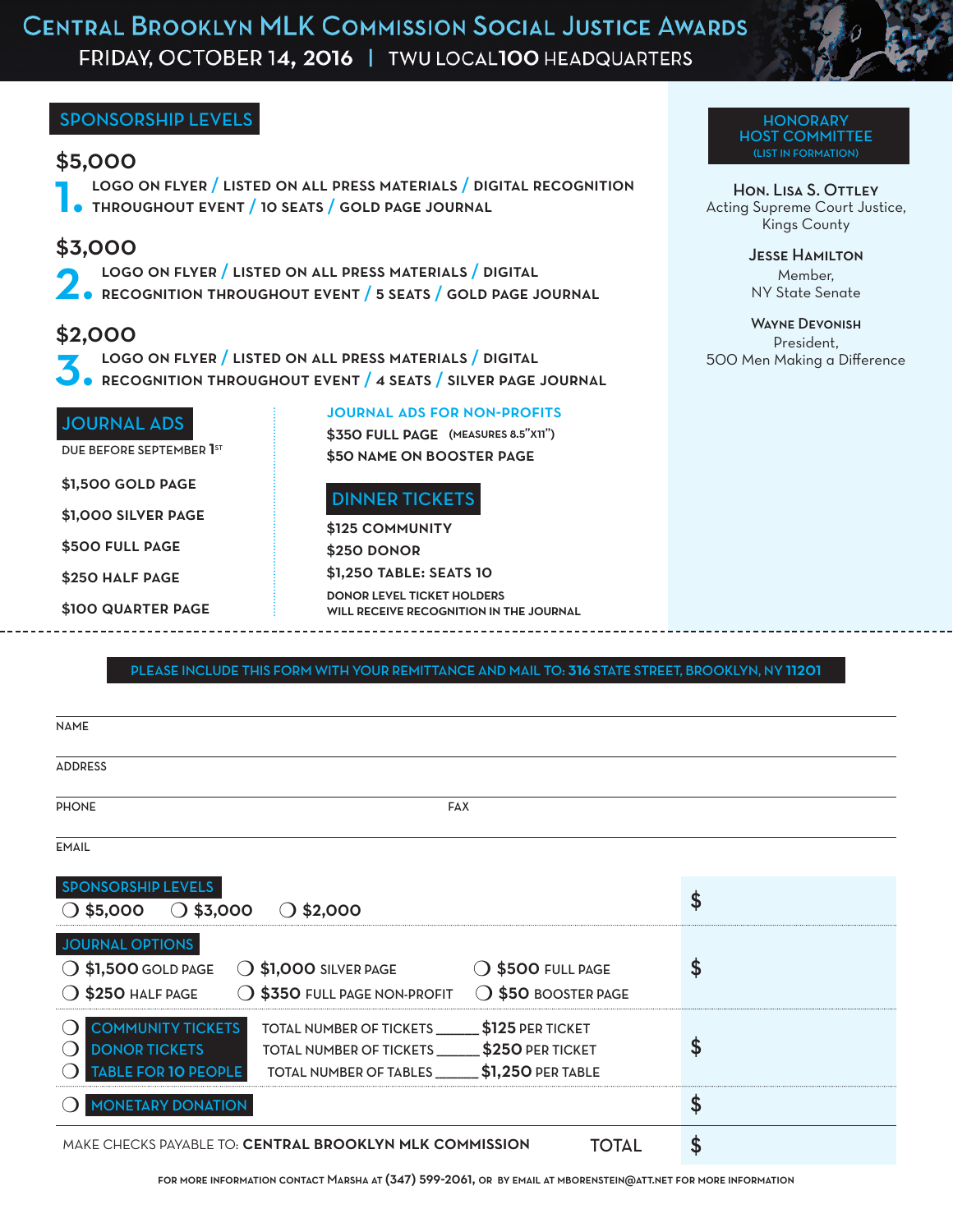# Central Brooklyn MLK Commission Social Justice Awards

FRIDAY, OCTOBER 14, 2016 | TWU LOCAL 100 HEADQUARTERS

## SPONSORSHIP LEVELS

### $5,000

1. LOGO ON FLYER / LISTED ON ALL PRESS MATERIALS / DIGITAL RECOGNITION THROUGHOUT EVENT / 10 SEATS / GOLD PAGE JOURNAL

### $3,000

2. LOGO ON FLYER / LISTED ON ALL PRESS MATERIALS / DIGITAL RECOGNITION THROUGHOUT EVENT / 5 SEATS / GOLD PAGE JOURNAL

### $2,000

3. LOGO ON FLYER / LISTED ON ALL PRESS MATERIALS / DIGITAL RECOGNITION THROUGHOUT EVENT / 4 SEATS / SILVER PAGE JOURNAL

## JOURNAL ADS

DUE BEFORE SEPTEMBER 1ST

$1,500 GOLD PAGE

$1,000 SILVER PAGE

$500 FULL PAGE

$250 HALF PAGE

$100 QUARTER PAGE

## JOURNAL ADS FOR NON-PROFITS

$350 FULL PAGE (MEASURES 8.5"X11")

$50 NAME ON BOOSTER PAGE

## DINNER TICKETS

$125 COMMUNITY

$250 DONOR

$1,250 TABLE: SEATS 10

DONOR LEVEL TICKET HOLDERS WILL RECEIVE RECOGNITION IN THE JOURNAL

## HONORARY HOST COMMITTEE

(LIST IN FORMATION)

**Hon. Lisa S. Ottley**
Acting Supreme Court Justice, Kings County

**Jesse Hamilton**
Member, NY State Senate

**Wayne Devonish**
President, 500 Men Making a Difference

---

PLEASE INCLUDE THIS FORM WITH YOUR REMITTANCE AND MAIL TO: 316 STATE STREET, BROOKLYN, NY 11201

NAME

ADDRESS

PHONE FAX

EMAIL

**SPONSORSHIP LEVELS**

❍ $5,000 ❍ $3,000 ❍ $2,000 — $

**JOURNAL OPTIONS**

❍ $1,500 GOLD PAGE ❍ $1,000 SILVER PAGE ❍ $500 FULL PAGE

❍ $250 HALF PAGE ❍ $350 FULL PAGE NON-PROFIT ❍ $50 BOOSTER PAGE — $

❍ COMMUNITY TICKETS TOTAL NUMBER OF TICKETS ______ $125 PER TICKET

❍ DONOR TICKETS TOTAL NUMBER OF TICKETS ______ $250 PER TICKET

❍ TABLE FOR 10 PEOPLE TOTAL NUMBER OF TABLES ______ $1,250 PER TABLE — $

❍ MONETARY DONATION — $

MAKE CHECKS PAYABLE TO: **CENTRAL BROOKLYN MLK COMMISSION** TOTAL $

FOR MORE INFORMATION CONTACT MARSHA AT (347) 599-2061, OR BY EMAIL AT MBORENSTEIN@ATT.NET FOR MORE INFORMATION